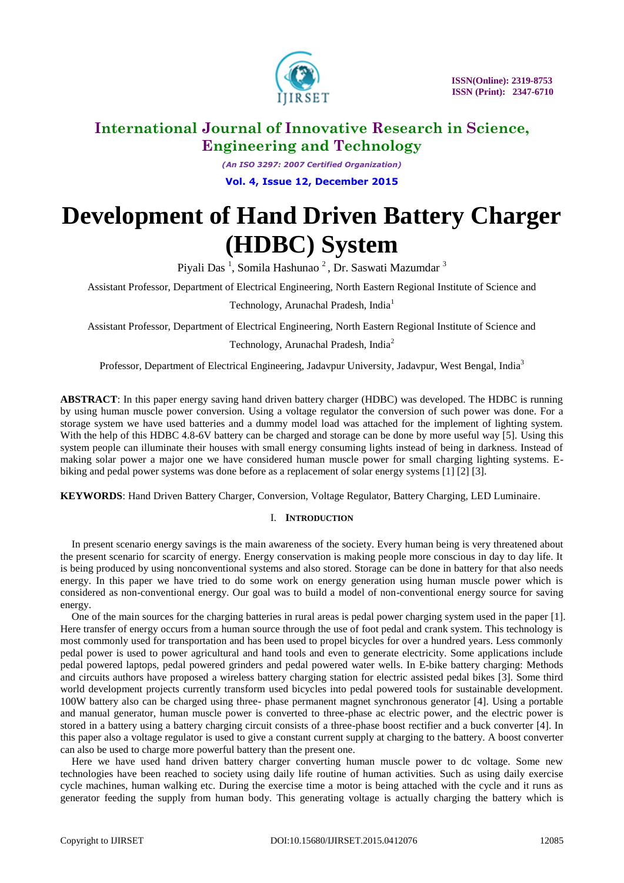# Development of Hand Driven Battery Charger (HDBC) System

Piyali Das [1], Somila Hashunao [2], Dr. Saswati Mazumdar [3]

Assistant Professor, Department of Electrical Engineering, North Eastern Regional Institute of Science and Technology, Arunachal Pradesh, India[1]

Assistant Professor, Department of Electrical Engineering, North Eastern Regional Institute of Science and Technology, Arunachal Pradesh, India[2]

Professor, Department of Electrical Engineering, Jadavpur University, Jadavpur, West Bengal, India[3]

**ABSTRACT**: In this paper energy saving hand driven battery charger (HDBC) was developed. The HDBC is running by using human muscle power conversion. Using a voltage regulator the conversion of such power was done. For a storage system we have used batteries and a dummy model load was attached for the implement of lighting system. With the help of this HDBC 4.8-6V battery can be charged and storage can be done by more useful way [5]. Using this system people can illuminate their houses with small energy consuming lights instead of being in darkness. Instead of making solar power a major one we have considered human muscle power for small charging lighting systems. E-biking and pedal power systems was done before as a replacement of solar energy systems [1] [2] [3].

**KEYWORDS**: Hand Driven Battery Charger, Conversion, Voltage Regulator, Battery Charging, LED Luminaire.

## I. Introduction

In present scenario energy savings is the main awareness of the society. Every human being is very threatened about the present scenario for scarcity of energy. Energy conservation is making people more conscious in day to day life. It is being produced by using nonconventional systems and also stored. Storage can be done in battery for that also needs energy. In this paper we have tried to do some work on energy generation using human muscle power which is considered as non-conventional energy. Our goal was to build a model of non-conventional energy source for saving energy.

One of the main sources for the charging batteries in rural areas is pedal power charging system used in the paper [1]. Here transfer of energy occurs from a human source through the use of foot pedal and crank system. This technology is most commonly used for transportation and has been used to propel bicycles for over a hundred years. Less commonly pedal power is used to power agricultural and hand tools and even to generate electricity. Some applications include pedal powered laptops, pedal powered grinders and pedal powered water wells. In E-bike battery charging: Methods and circuits authors have proposed a wireless battery charging station for electric assisted pedal bikes [3]. Some third world development projects currently transform used bicycles into pedal powered tools for sustainable development. 100W battery also can be charged using three- phase permanent magnet synchronous generator [4]. Using a portable and manual generator, human muscle power is converted to three-phase ac electric power, and the electric power is stored in a battery using a battery charging circuit consists of a three-phase boost rectifier and a buck converter [4]. In this paper also a voltage regulator is used to give a constant current supply at charging to the battery. A boost converter can also be used to charge more powerful battery than the present one.

Here we have used hand driven battery charger converting human muscle power to dc voltage. Some new technologies have been reached to society using daily life routine of human activities. Such as using daily exercise cycle machines, human walking etc. During the exercise time a motor is being attached with the cycle and it runs as generator feeding the supply from human body. This generating voltage is actually charging the battery which is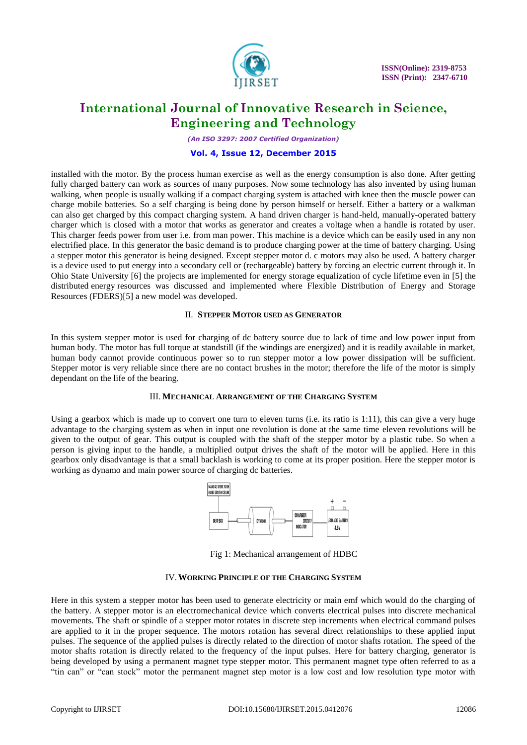installed with the motor. By the process human exercise as well as the energy consumption is also done. After getting fully charged battery can work as sources of many purposes. Now some technology has also invented by using human walking, when people is usually walking if a compact charging system is attached with knee then the muscle power can charge mobile batteries. So a self charging is being done by person himself or herself. Either a battery or a walkman can also get charged by this compact charging system. A hand driven charger is hand-held, manually-operated battery charger which is closed with a motor that works as generator and creates a voltage when a handle is rotated by user. This charger feeds power from user i.e. from man power. This machine is a device which can be easily used in any non electrified place. In this generator the basic demand is to produce charging power at the time of battery charging. Using a stepper motor this generator is being designed. Except stepper motor d. c motors may also be used. A battery charger is a device used to put energy into a secondary cell or (rechargeable) battery by forcing an electric current through it. In Ohio State University [6] the projects are implemented for energy storage equalization of cycle lifetime even in [5] the distributed energy resources was discussed and implemented where Flexible Distribution of Energy and Storage Resources (FDERS)[5] a new model was developed.

## II. Stepper Motor used as Generator

In this system stepper motor is used for charging of dc battery source due to lack of time and low power input from human body. The motor has full torque at standstill (if the windings are energized) and it is readily available in market, human body cannot provide continuous power so to run stepper motor a low power dissipation will be sufficient. Stepper motor is very reliable since there are no contact brushes in the motor; therefore the life of the motor is simply dependant on the life of the bearing.

## III. Mechanical Arrangement of the Charging System

Using a gearbox which is made up to convert one turn to eleven turns (i.e. its ratio is 1:11), this can give a very huge advantage to the charging system as when in input one revolution is done at the same time eleven revolutions will be given to the output of gear. This output is coupled with the shaft of the stepper motor by a plastic tube. So when a person is giving input to the handle, a multiplied output drives the shaft of the motor will be applied. Here in this gearbox only disadvantage is that a small backlash is working to come at its proper position. Here the stepper motor is working as dynamo and main power source of charging dc batteries.

Fig 1: Mechanical arrangement of HDBC

## IV. Working Principle of the Charging System

Here in this system a stepper motor has been used to generate electricity or main emf which would do the charging of the battery. A stepper motor is an electromechanical device which converts electrical pulses into discrete mechanical movements. The shaft or spindle of a stepper motor rotates in discrete step increments when electrical command pulses are applied to it in the proper sequence. The motors rotation has several direct relationships to these applied input pulses. The sequence of the applied pulses is directly related to the direction of motor shafts rotation. The speed of the motor shafts rotation is directly related to the frequency of the input pulses. Here for battery charging, generator is being developed by using a permanent magnet type stepper motor. This permanent magnet type often referred to as a "tin can" or "can stock" motor the permanent magnet step motor is a low cost and low resolution type motor with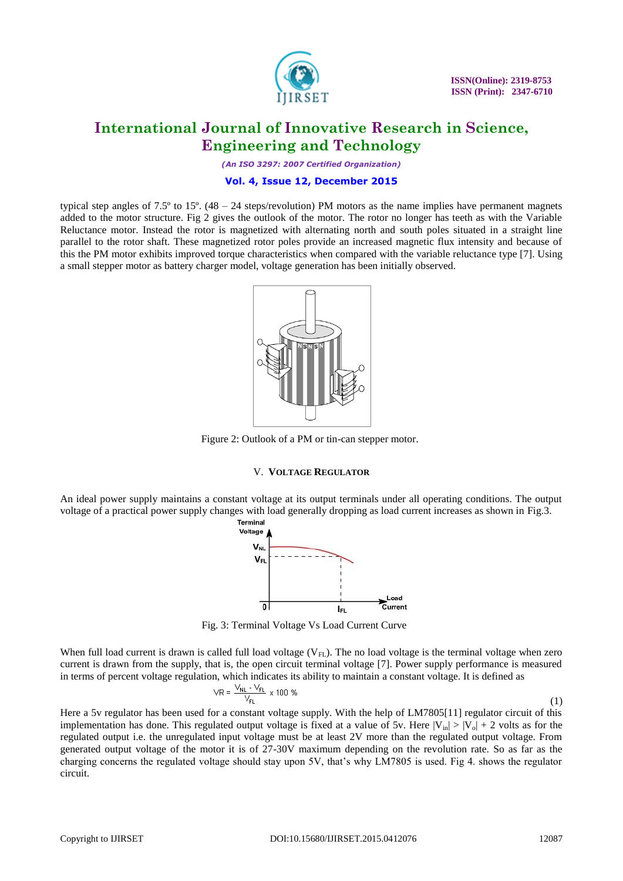typical step angles of 7.5º to 15º. (48 – 24 steps/revolution) PM motors as the name implies have permanent magnets added to the motor structure. Fig 2 gives the outlook of the motor. The rotor no longer has teeth as with the Variable Reluctance motor. Instead the rotor is magnetized with alternating north and south poles situated in a straight line parallel to the rotor shaft. These magnetized rotor poles provide an increased magnetic flux intensity and because of this the PM motor exhibits improved torque characteristics when compared with the variable reluctance type [7]. Using a small stepper motor as battery charger model, voltage generation has been initially observed.

Figure 2: Outlook of a PM or tin-can stepper motor.

## V. VOLTAGE REGULATOR

An ideal power supply maintains a constant voltage at its output terminals under all operating conditions. The output voltage of a practical power supply changes with load generally dropping as load current increases as shown in Fig.3.

Fig. 3: Terminal Voltage Vs Load Current Curve

When full load current is drawn is called full load voltage ($V_{FL}$). The no load voltage is the terminal voltage when zero current is drawn from the supply, that is, the open circuit terminal voltage [7]. Power supply performance is measured in terms of percent voltage regulation, which indicates its ability to maintain a constant voltage. It is defined as

$$VR = \frac{V_{NL} - V_{FL}}{V_{FL}} \times 100\ \% \qquad (1)$$

Here a 5v regulator has been used for a constant voltage supply. With the help of LM7805[11] regulator circuit of this implementation has done. This regulated output voltage is fixed at a value of 5v. Here $|V_{in}| > |V_o| + 2$ volts as for the regulated output i.e. the unregulated input voltage must be at least 2V more than the regulated output voltage. From generated output voltage of the motor it is of 27-30V maximum depending on the revolution rate. So as far as the charging concerns the regulated voltage should stay upon 5V, that's why LM7805 is used. Fig 4. shows the regulator circuit.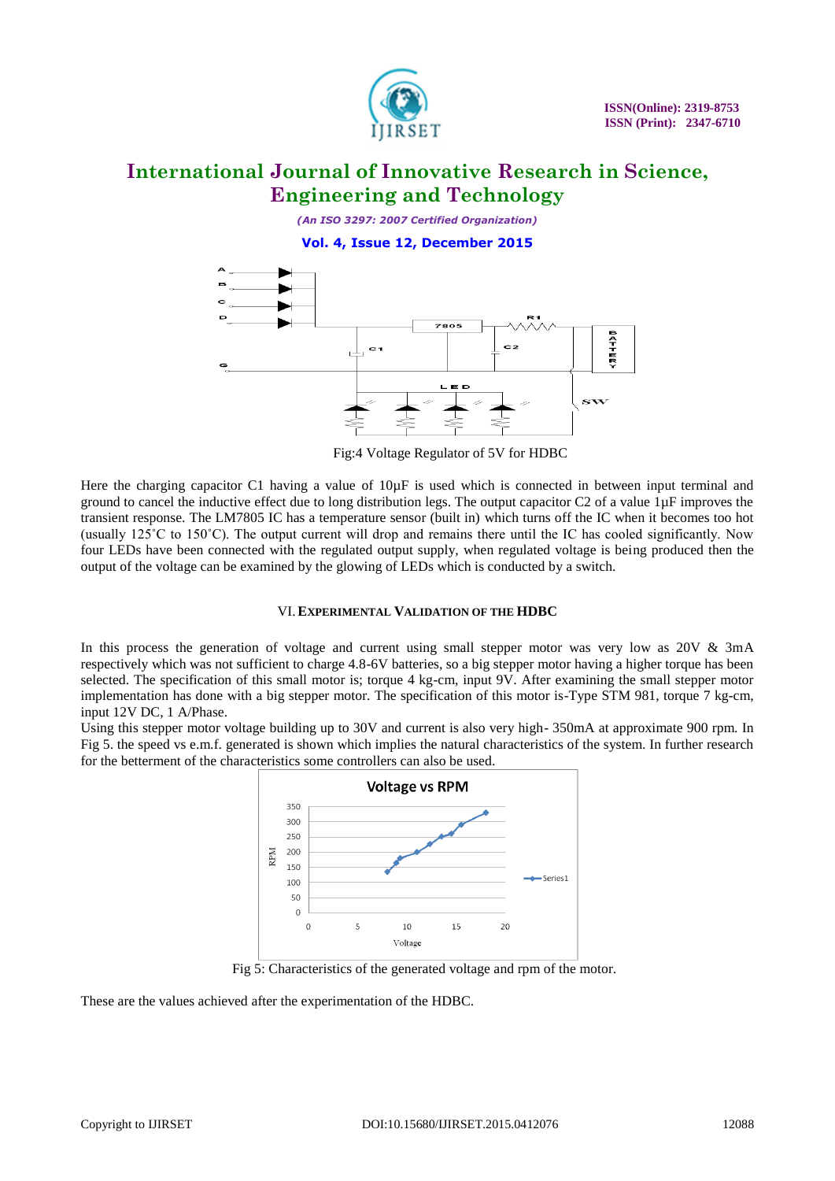Fig:4 Voltage Regulator of 5V for HDBC

Here the charging capacitor C1 having a value of 10µF is used which is connected in between input terminal and ground to cancel the inductive effect due to long distribution legs. The output capacitor C2 of a value 1µF improves the transient response. The LM7805 IC has a temperature sensor (built in) which turns off the IC when it becomes too hot (usually 125˚C to 150˚C). The output current will drop and remains there until the IC has cooled significantly. Now four LEDs have been connected with the regulated output supply, when regulated voltage is being produced then the output of the voltage can be examined by the glowing of LEDs which is conducted by a switch.

## VI. Experimental Validation of the HDBC

In this process the generation of voltage and current using small stepper motor was very low as 20V & 3mA respectively which was not sufficient to charge 4.8-6V batteries, so a big stepper motor having a higher torque has been selected. The specification of this small motor is; torque 4 kg-cm, input 9V. After examining the small stepper motor implementation has done with a big stepper motor. The specification of this motor is-Type STM 981, torque 7 kg-cm, input 12V DC, 1 A/Phase.

Using this stepper motor voltage building up to 30V and current is also very high- 350mA at approximate 900 rpm. In Fig 5. the speed vs e.m.f. generated is shown which implies the natural characteristics of the system. In further research for the betterment of the characteristics some controllers can also be used.

Fig 5: Characteristics of the generated voltage and rpm of the motor.

These are the values achieved after the experimentation of the HDBC.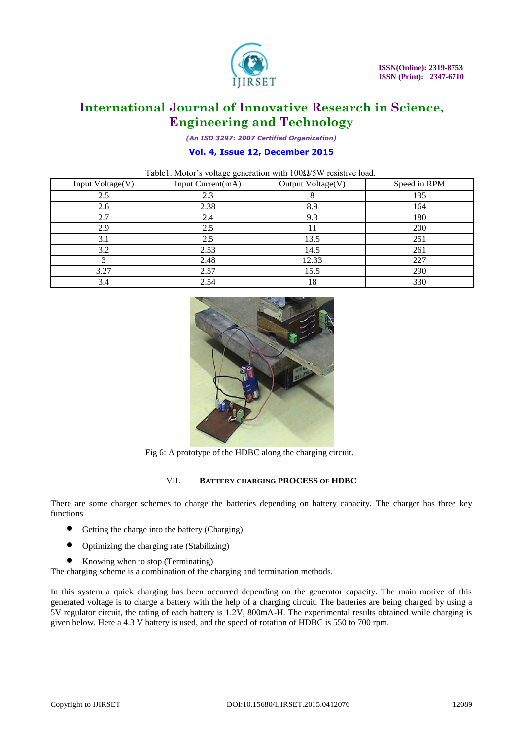Table1. Motor's voltage generation with 100Ω/5W resistive load.

| Input Voltage(V) | Input Current(mA) | Output Voltage(V) | Speed in RPM |
|---|---|---|---|
| 2.5 | 2.3 | 8 | 135 |
| 2.6 | 2.38 | 8.9 | 164 |
| 2.7 | 2.4 | 9.3 | 180 |
| 2.9 | 2.5 | 11 | 200 |
| 3.1 | 2.5 | 13.5 | 251 |
| 3.2 | 2.53 | 14.5 | 261 |
| 3 | 2.48 | 12.33 | 227 |
| 3.27 | 2.57 | 15.5 | 290 |
| 3.4 | 2.54 | 18 | 330 |

Fig 6: A prototype of the HDBC along the charging circuit.

## VII. BATTERY CHARGING PROCESS OF HDBC

There are some charger schemes to charge the batteries depending on battery capacity. The charger has three key functions

- Getting the charge into the battery (Charging)
- Optimizing the charging rate (Stabilizing)
- Knowing when to stop (Terminating)

The charging scheme is a combination of the charging and termination methods.

In this system a quick charging has been occurred depending on the generator capacity. The main motive of this generated voltage is to charge a battery with the help of a charging circuit. The batteries are being charged by using a 5V regulator circuit, the rating of each battery is 1.2V, 800mA-H. The experimental results obtained while charging is given below. Here a 4.3 V battery is used, and the speed of rotation of HDBC is 550 to 700 rpm.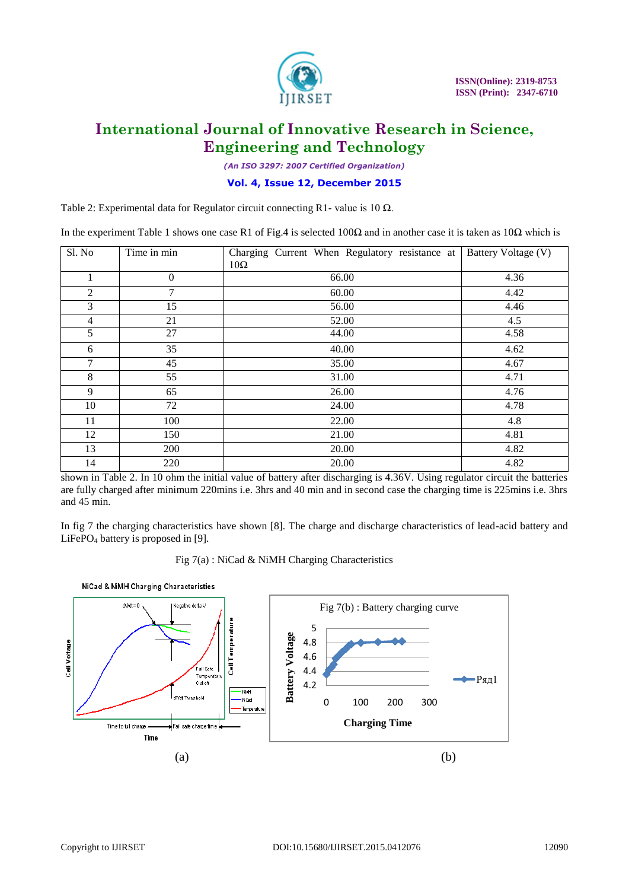Table 2: Experimental data for Regulator circuit connecting R1- value is 10 Ω.

In the experiment Table 1 shows one case R1 of Fig.4 is selected 100Ω and in another case it is taken as 10Ω which is

| Sl. No | Time in min | Charging Current When Regulatory resistance at 10Ω | Battery Voltage (V) |
|---|---|---|---|
| 1 | 0 | 66.00 | 4.36 |
| 2 | 7 | 60.00 | 4.42 |
| 3 | 15 | 56.00 | 4.46 |
| 4 | 21 | 52.00 | 4.5 |
| 5 | 27 | 44.00 | 4.58 |
| 6 | 35 | 40.00 | 4.62 |
| 7 | 45 | 35.00 | 4.67 |
| 8 | 55 | 31.00 | 4.71 |
| 9 | 65 | 26.00 | 4.76 |
| 10 | 72 | 24.00 | 4.78 |
| 11 | 100 | 22.00 | 4.8 |
| 12 | 150 | 21.00 | 4.81 |
| 13 | 200 | 20.00 | 4.82 |
| 14 | 220 | 20.00 | 4.82 |

shown in Table 2. In 10 ohm the initial value of battery after discharging is 4.36V. Using regulator circuit the batteries are fully charged after minimum 220mins i.e. 3hrs and 40 min and in second case the charging time is 225mins i.e. 3hrs and 45 min.

In fig 7 the charging characteristics have shown [8]. The charge and discharge characteristics of lead-acid battery and $LiFePO_4$ battery is proposed in [9].

Fig 7(a) : NiCad & NiMH Charging Characteristics

Fig 7(b) : Battery charging curve

(a) (b)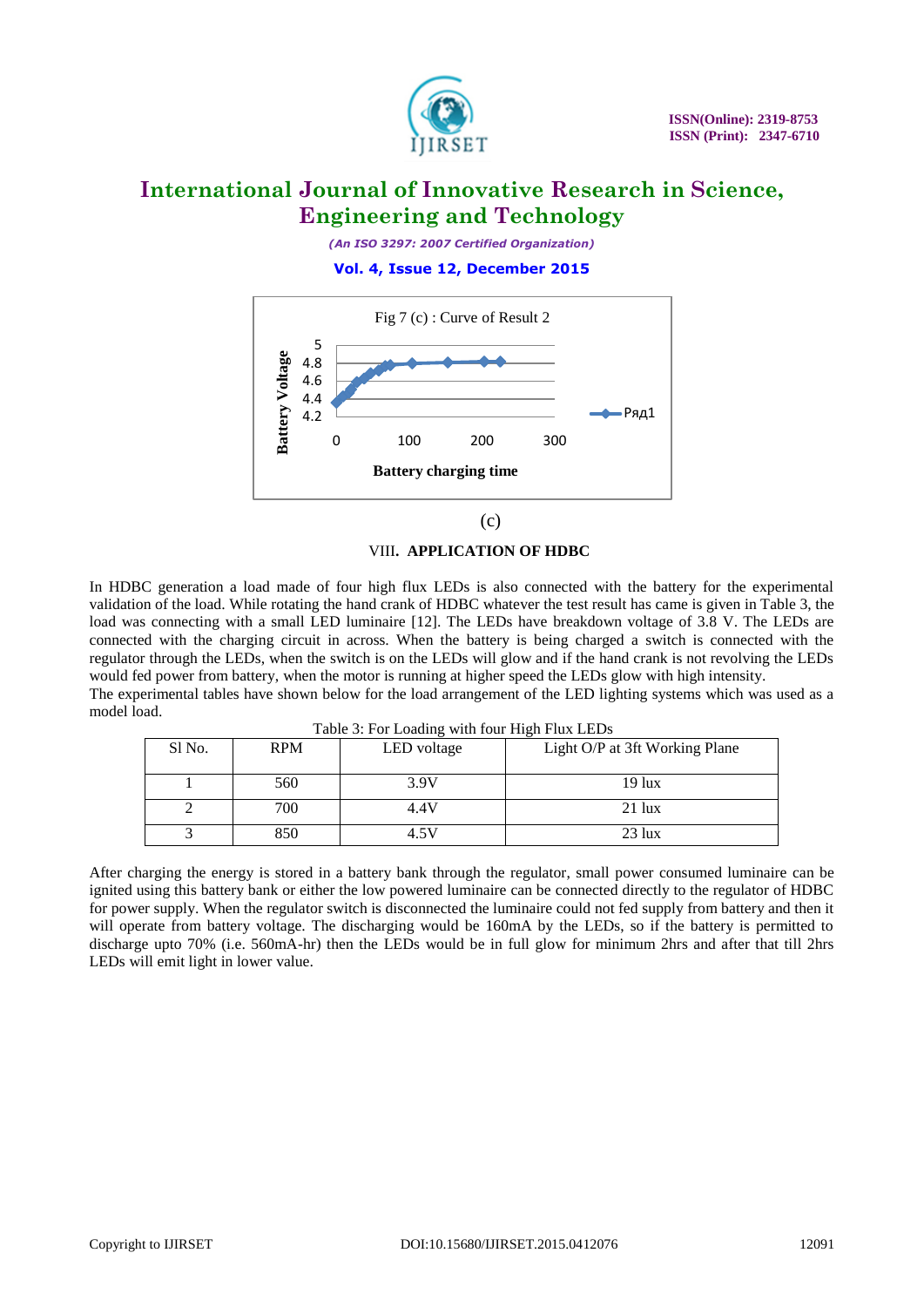Fig 7 (c) : Curve of Result 2

(c)

## VIII. APPLICATION OF HDBC

In HDBC generation a load made of four high flux LEDs is also connected with the battery for the experimental validation of the load. While rotating the hand crank of HDBC whatever the test result has came is given in Table 3, the load was connecting with a small LED luminaire [12]. The LEDs have breakdown voltage of 3.8 V. The LEDs are connected with the charging circuit in across. When the battery is being charged a switch is connected with the regulator through the LEDs, when the switch is on the LEDs will glow and if the hand crank is not revolving the LEDs would fed power from battery, when the motor is running at higher speed the LEDs glow with high intensity.

The experimental tables have shown below for the load arrangement of the LED lighting systems which was used as a model load.

Table 3: For Loading with four High Flux LEDs

| Sl No. | RPM | LED voltage | Light O/P at 3ft Working Plane |
|---|---|---|---|
| 1 | 560 | 3.9V | 19 lux |
| 2 | 700 | 4.4V | 21 lux |
| 3 | 850 | 4.5V | 23 lux |

After charging the energy is stored in a battery bank through the regulator, small power consumed luminaire can be ignited using this battery bank or either the low powered luminaire can be connected directly to the regulator of HDBC for power supply. When the regulator switch is disconnected the luminaire could not fed supply from battery and then it will operate from battery voltage. The discharging would be 160mA by the LEDs, so if the battery is permitted to discharge upto 70% (i.e. 560mA-hr) then the LEDs would be in full glow for minimum 2hrs and after that till 2hrs LEDs will emit light in lower value.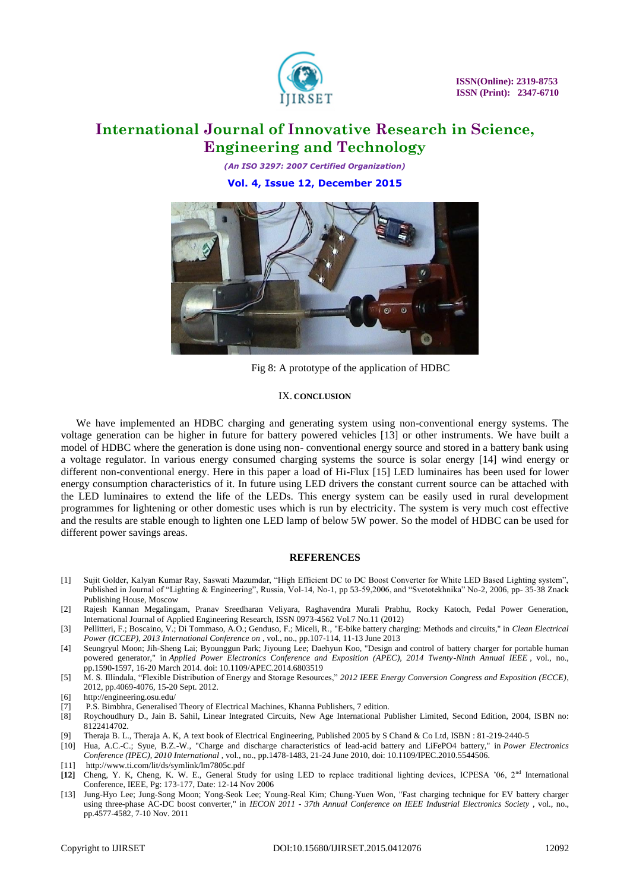Fig 8: A prototype of the application of HDBC

## IX. CONCLUSION

We have implemented an HDBC charging and generating system using non-conventional energy systems. The voltage generation can be higher in future for battery powered vehicles [13] or other instruments. We have built a model of HDBC where the generation is done using non- conventional energy source and stored in a battery bank using a voltage regulator. In various energy consumed charging systems the source is solar energy [14] wind energy or different non-conventional energy. Here in this paper a load of Hi-Flux [15] LED luminaires has been used for lower energy consumption characteristics of it. In future using LED drivers the constant current source can be attached with the LED luminaires to extend the life of the LEDs. This energy system can be easily used in rural development programmes for lightening or other domestic uses which is run by electricity. The system is very much cost effective and the results are stable enough to lighten one LED lamp of below 5W power. So the model of HDBC can be used for different power savings areas.

## REFERENCES

[1] Sujit Golder, Kalyan Kumar Ray, Saswati Mazumdar, "High Efficient DC to DC Boost Converter for White LED Based Lighting system", Published in Journal of "Lighting & Engineering", Russia, Vol-14, No-1, pp 53-59,2006, and "Svetotekhnika" No-2, 2006, pp- 35-38 Znack Publishing House, Moscow

[2] Rajesh Kannan Megalingam, Pranav Sreedharan Veliyara, Raghavendra Murali Prabhu, Rocky Katoch, Pedal Power Generation, International Journal of Applied Engineering Research, ISSN 0973-4562 Vol.7 No.11 (2012)

[3] Pellitteri, F.; Boscaino, V.; Di Tommaso, A.O.; Genduso, F.; Miceli, R., "E-bike battery charging: Methods and circuits," in *Clean Electrical Power (ICCEP), 2013 International Conference on* , vol., no., pp.107-114, 11-13 June 2013

[4] Seungryul Moon; Jih-Sheng Lai; Byounggun Park; Jiyoung Lee; Daehyun Koo, "Design and control of battery charger for portable human powered generator," in *Applied Power Electronics Conference and Exposition (APEC), 2014 Twenty-Ninth Annual IEEE* , vol., no., pp.1590-1597, 16-20 March 2014. doi: 10.1109/APEC.2014.6803519

[5] M. S. Illindala, "Flexible Distribution of Energy and Storage Resources," *2012 IEEE Energy Conversion Congress and Exposition (ECCE)*, 2012, pp.4069-4076, 15-20 Sept. 2012.

[6] http://engineering.osu.edu/

[7] P.S. Bimbhra, Generalised Theory of Electrical Machines, Khanna Publishers, 7 edition.

[8] Roychoudhury D., Jain B. Sahil, Linear Integrated Circuits, New Age International Publisher Limited, Second Edition, 2004, ISBN no: 8122414702.

[9] Theraja B. L., Theraja A. K, A text book of Electrical Engineering, Published 2005 by S Chand & Co Ltd, ISBN : 81-219-2440-5

[10] Hua, A.C.-C.; Syue, B.Z.-W., "Charge and discharge characteristics of lead-acid battery and LiFePO4 battery," in *Power Electronics Conference (IPEC), 2010 International* , vol., no., pp.1478-1483, 21-24 June 2010, doi: 10.1109/IPEC.2010.5544506.

[11] http://www.ti.com/lit/ds/symlink/lm7805c.pdf

**[12]** Cheng, Y. K, Cheng, K. W. E., General Study for using LED to replace traditional lighting devices, ICPESA '06, 2nd International Conference, IEEE, Pg: 173-177, Date: 12-14 Nov 2006

[13] Jung-Hyo Lee; Jung-Song Moon; Yong-Seok Lee; Young-Real Kim; Chung-Yuen Won, "Fast charging technique for EV battery charger using three-phase AC-DC boost converter," in *IECON 2011 - 37th Annual Conference on IEEE Industrial Electronics Society* , vol., no., pp.4577-4582, 7-10 Nov. 2011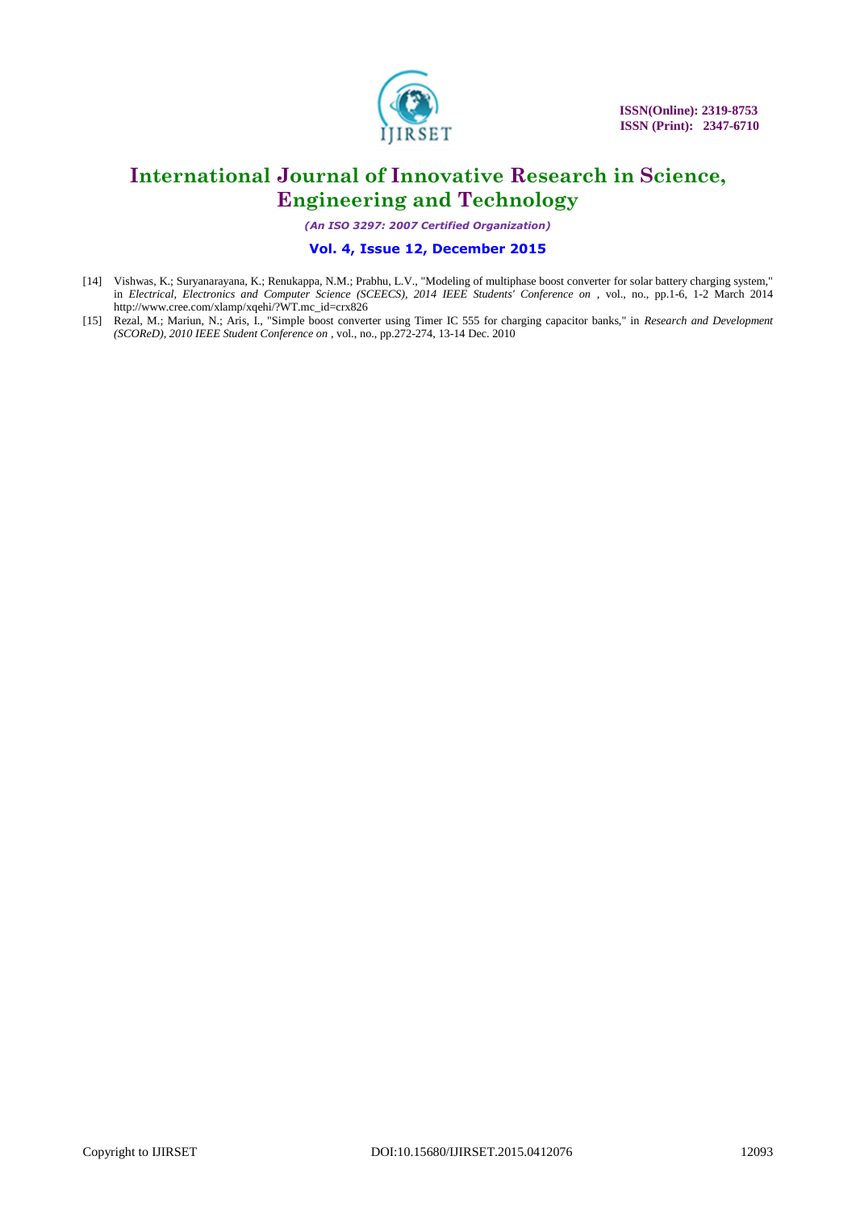[14] Vishwas, K.; Suryanarayana, K.; Renukappa, N.M.; Prabhu, L.V., "Modeling of multiphase boost converter for solar battery charging system," in *Electrical, Electronics and Computer Science (SCEECS), 2014 IEEE Students' Conference on* , vol., no., pp.1-6, 1-2 March 2014 http://www.cree.com/xlamp/xqehi/?WT.mc_id=crx826

[15] Rezal, M.; Mariun, N.; Aris, I., "Simple boost converter using Timer IC 555 for charging capacitor banks," in *Research and Development (SCOReD), 2010 IEEE Student Conference on* , vol., no., pp.272-274, 13-14 Dec. 2010